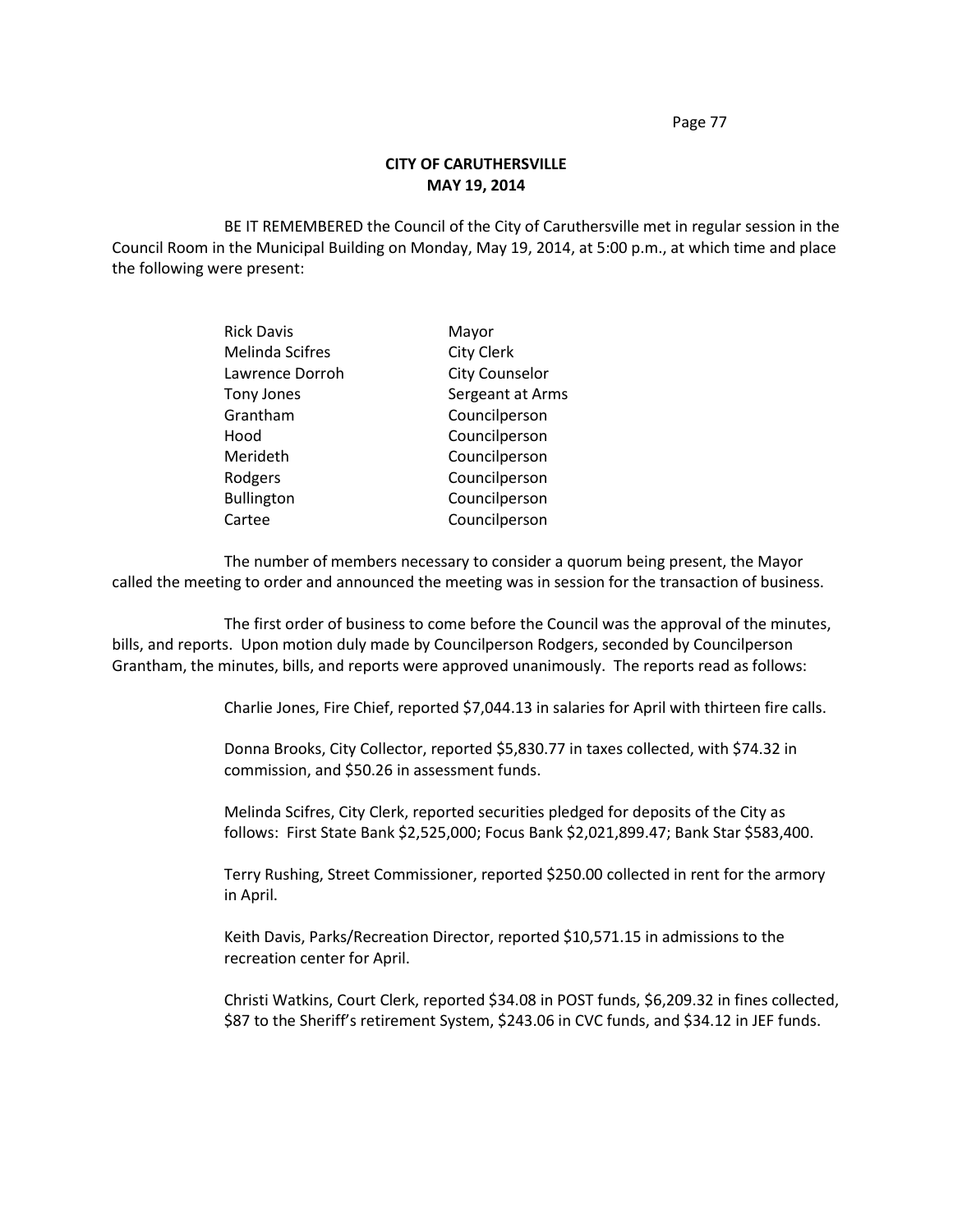# CITY OF CARUTHERSVILLE
## MAY 19, 2014

BE IT REMEMBERED the Council of the City of Caruthersville met in regular session in the Council Room in the Municipal Building on Monday, May 19, 2014, at 5:00 p.m., at which time and place the following were present:

| | |
|---|---|
| Rick Davis | Mayor |
| Melinda Scifres | City Clerk |
| Lawrence Dorroh | City Counselor |
| Tony Jones | Sergeant at Arms |
| Grantham | Councilperson |
| Hood | Councilperson |
| Merideth | Councilperson |
| Rodgers | Councilperson |
| Bullington | Councilperson |
| Cartee | Councilperson |

The number of members necessary to consider a quorum being present, the Mayor called the meeting to order and announced the meeting was in session for the transaction of business.

The first order of business to come before the Council was the approval of the minutes, bills, and reports. Upon motion duly made by Councilperson Rodgers, seconded by Councilperson Grantham, the minutes, bills, and reports were approved unanimously. The reports read as follows:

Charlie Jones, Fire Chief, reported $7,044.13 in salaries for April with thirteen fire calls.

Donna Brooks, City Collector, reported $5,830.77 in taxes collected, with $74.32 in commission, and $50.26 in assessment funds.

Melinda Scifres, City Clerk, reported securities pledged for deposits of the City as follows: First State Bank $2,525,000; Focus Bank $2,021,899.47; Bank Star $583,400.

Terry Rushing, Street Commissioner, reported $250.00 collected in rent for the armory in April.

Keith Davis, Parks/Recreation Director, reported $10,571.15 in admissions to the recreation center for April.

Christi Watkins, Court Clerk, reported $34.08 in POST funds, $6,209.32 in fines collected, $87 to the Sheriff's retirement System, $243.06 in CVC funds, and $34.12 in JEF funds.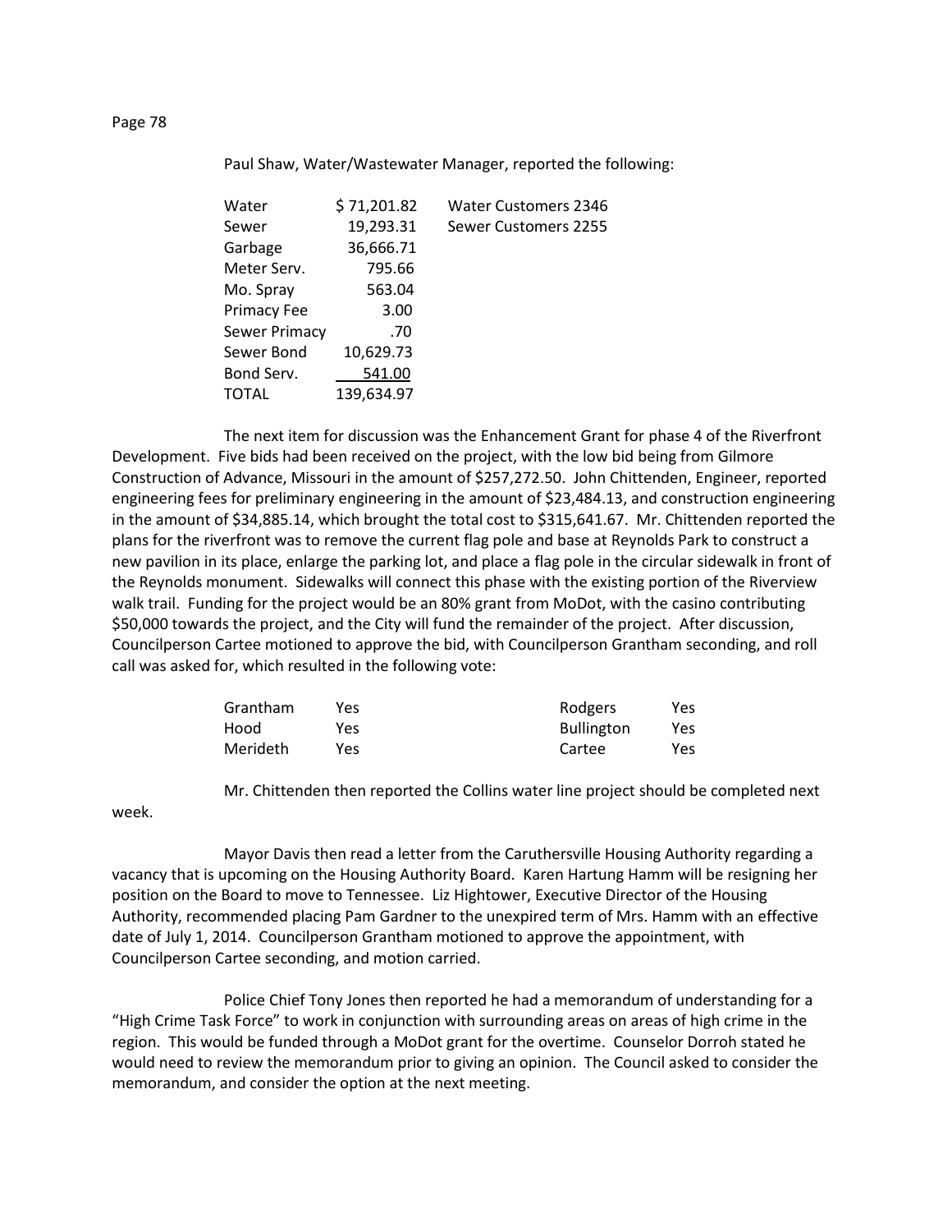Paul Shaw, Water/Wastewater Manager, reported the following:

| | | |
|---|---|---|
| Water | $ 71,201.82 | Water Customers 2346 |
| Sewer | 19,293.31 | Sewer Customers 2255 |
| Garbage | 36,666.71 | |
| Meter Serv. | 795.66 | |
| Mo. Spray | 563.04 | |
| Primacy Fee | 3.00 | |
| Sewer Primacy | .70 | |
| Sewer Bond | 10,629.73 | |
| Bond Serv. | 541.00 | |
| TOTAL | 139,634.97 | |

The next item for discussion was the Enhancement Grant for phase 4 of the Riverfront Development. Five bids had been received on the project, with the low bid being from Gilmore Construction of Advance, Missouri in the amount of $257,272.50. John Chittenden, Engineer, reported engineering fees for preliminary engineering in the amount of $23,484.13, and construction engineering in the amount of $34,885.14, which brought the total cost to $315,641.67. Mr. Chittenden reported the plans for the riverfront was to remove the current flag pole and base at Reynolds Park to construct a new pavilion in its place, enlarge the parking lot, and place a flag pole in the circular sidewalk in front of the Reynolds monument. Sidewalks will connect this phase with the existing portion of the Riverview walk trail. Funding for the project would be an 80% grant from MoDot, with the casino contributing $50,000 towards the project, and the City will fund the remainder of the project. After discussion, Councilperson Cartee motioned to approve the bid, with Councilperson Grantham seconding, and roll call was asked for, which resulted in the following vote:

| | | | |
|---|---|---|---|
| Grantham | Yes | Rodgers | Yes |
| Hood | Yes | Bullington | Yes |
| Merideth | Yes | Cartee | Yes |

Mr. Chittenden then reported the Collins water line project should be completed next week.

Mayor Davis then read a letter from the Caruthersville Housing Authority regarding a vacancy that is upcoming on the Housing Authority Board. Karen Hartung Hamm will be resigning her position on the Board to move to Tennessee. Liz Hightower, Executive Director of the Housing Authority, recommended placing Pam Gardner to the unexpired term of Mrs. Hamm with an effective date of July 1, 2014. Councilperson Grantham motioned to approve the appointment, with Councilperson Cartee seconding, and motion carried.

Police Chief Tony Jones then reported he had a memorandum of understanding for a "High Crime Task Force" to work in conjunction with surrounding areas on areas of high crime in the region. This would be funded through a MoDot grant for the overtime. Counselor Dorroh stated he would need to review the memorandum prior to giving an opinion. The Council asked to consider the memorandum, and consider the option at the next meeting.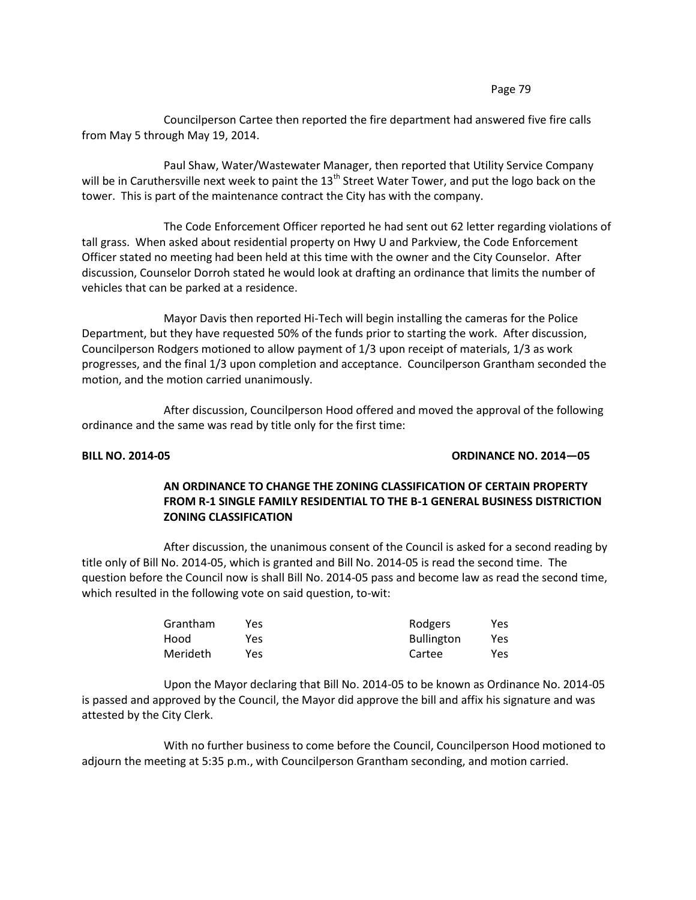Councilperson Cartee then reported the fire department had answered five fire calls from May 5 through May 19, 2014.

Paul Shaw, Water/Wastewater Manager, then reported that Utility Service Company will be in Caruthersville next week to paint the 13th Street Water Tower, and put the logo back on the tower. This is part of the maintenance contract the City has with the company.

The Code Enforcement Officer reported he had sent out 62 letter regarding violations of tall grass. When asked about residential property on Hwy U and Parkview, the Code Enforcement Officer stated no meeting had been held at this time with the owner and the City Counselor. After discussion, Counselor Dorroh stated he would look at drafting an ordinance that limits the number of vehicles that can be parked at a residence.

Mayor Davis then reported Hi-Tech will begin installing the cameras for the Police Department, but they have requested 50% of the funds prior to starting the work. After discussion, Councilperson Rodgers motioned to allow payment of 1/3 upon receipt of materials, 1/3 as work progresses, and the final 1/3 upon completion and acceptance. Councilperson Grantham seconded the motion, and the motion carried unanimously.

After discussion, Councilperson Hood offered and moved the approval of the following ordinance and the same was read by title only for the first time:

**BILL NO. 2014-05** **ORDINANCE NO. 2014—05**

**AN ORDINANCE TO CHANGE THE ZONING CLASSIFICATION OF CERTAIN PROPERTY FROM R-1 SINGLE FAMILY RESIDENTIAL TO THE B-1 GENERAL BUSINESS DISTRICTION ZONING CLASSIFICATION**

After discussion, the unanimous consent of the Council is asked for a second reading by title only of Bill No. 2014-05, which is granted and Bill No. 2014-05 is read the second time. The question before the Council now is shall Bill No. 2014-05 pass and become law as read the second time, which resulted in the following vote on said question, to-wit:

| | | | |
|---|---|---|---|
| Grantham | Yes | Rodgers | Yes |
| Hood | Yes | Bullington | Yes |
| Merideth | Yes | Cartee | Yes |

Upon the Mayor declaring that Bill No. 2014-05 to be known as Ordinance No. 2014-05 is passed and approved by the Council, the Mayor did approve the bill and affix his signature and was attested by the City Clerk.

With no further business to come before the Council, Councilperson Hood motioned to adjourn the meeting at 5:35 p.m., with Councilperson Grantham seconding, and motion carried.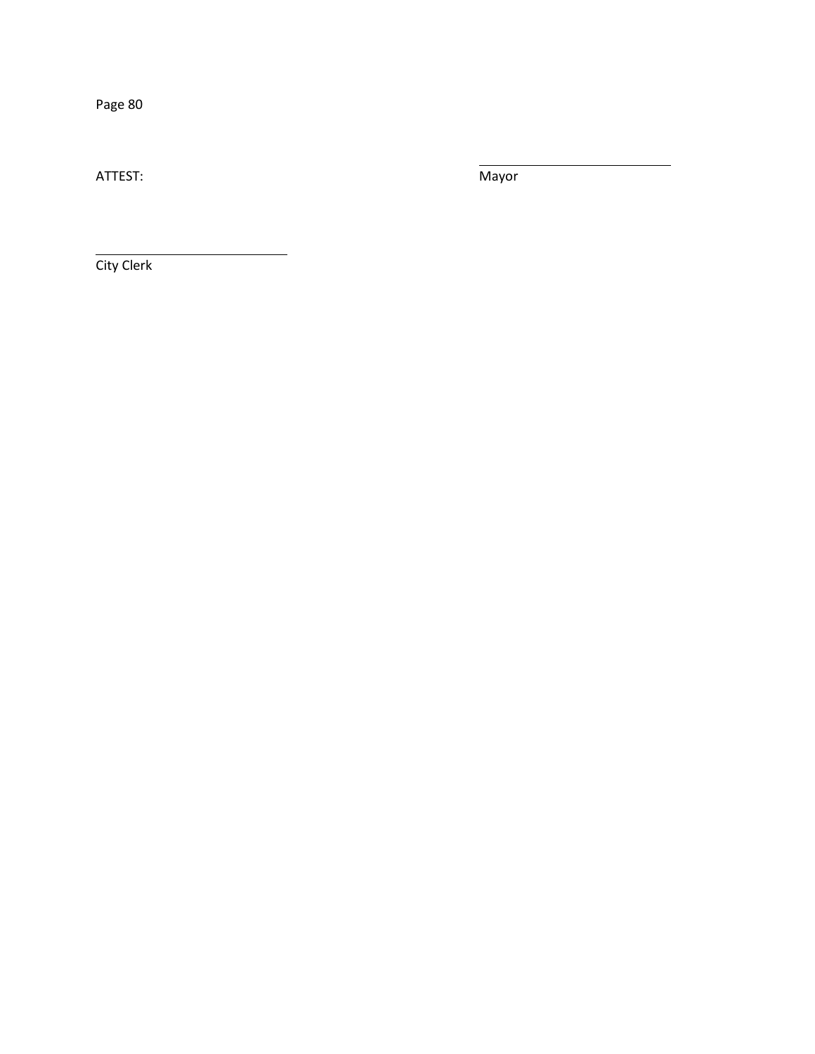ATTEST:

\_\_\_\_\_\_\_\_\_\_\_\_\_\_\_\_\_\_\_\_\_\_\_\_\_\_\_
Mayor

\_\_\_\_\_\_\_\_\_\_\_\_\_\_\_\_\_\_\_\_\_\_\_\_\_\_\_
City Clerk